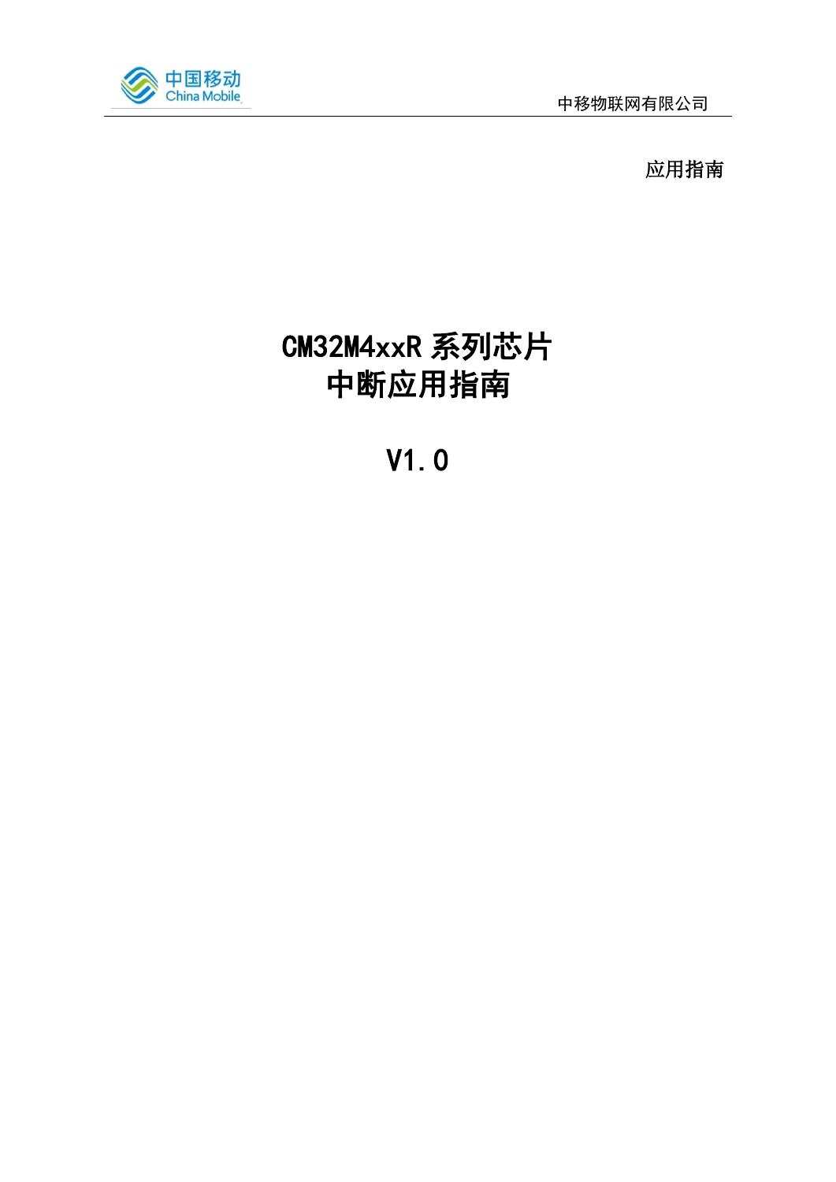应用指南

# CM32M4xxR 系列芯片
# 中断应用指南

# V1.0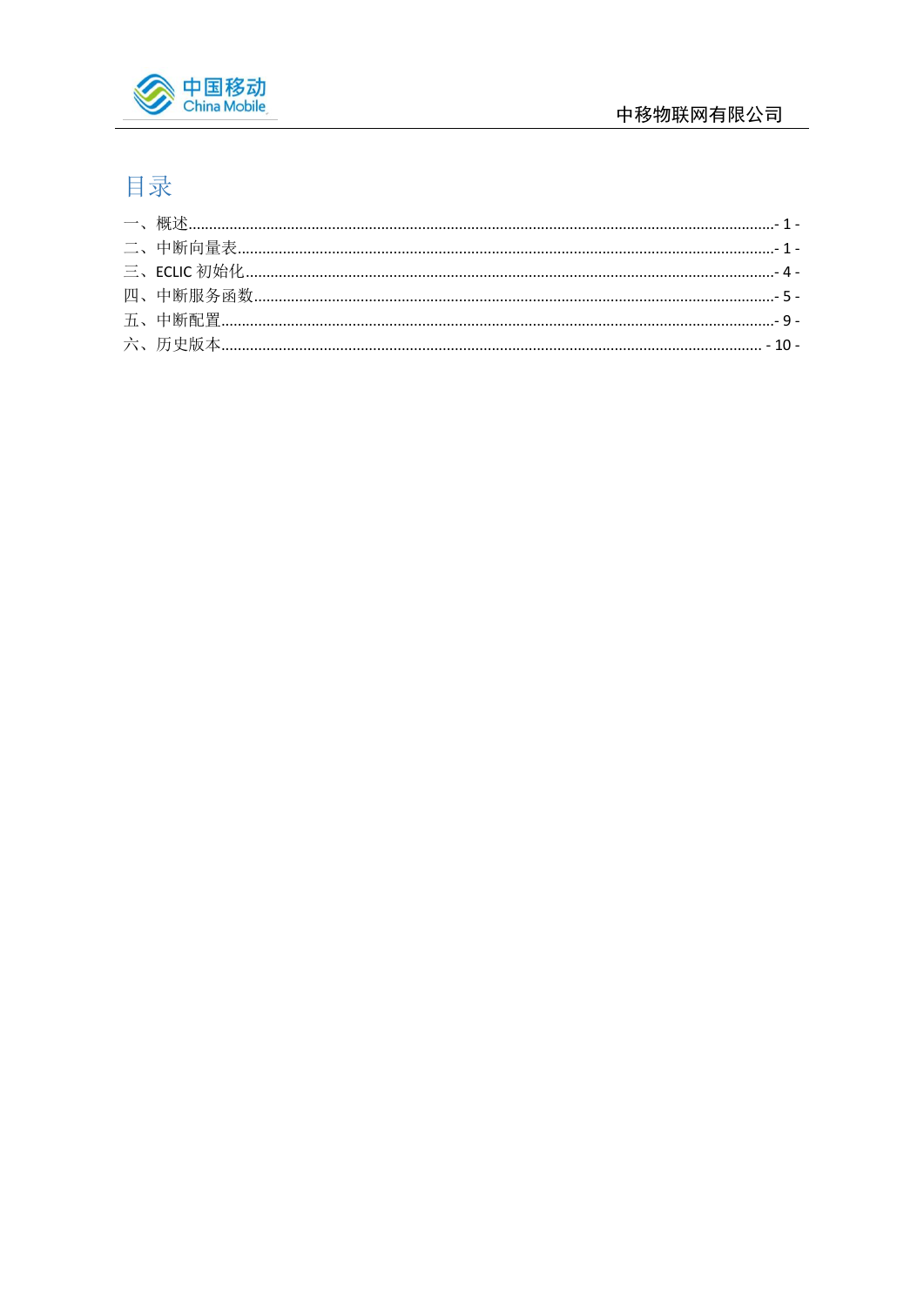# 目录

一、概述.....- 1 -
二、中断向量表.....- 1 -
三、ECLIC 初始化.....- 4 -
四、中断服务函数.....- 5 -
五、中断配置.....- 9 -
六、历史版本..... - 10 -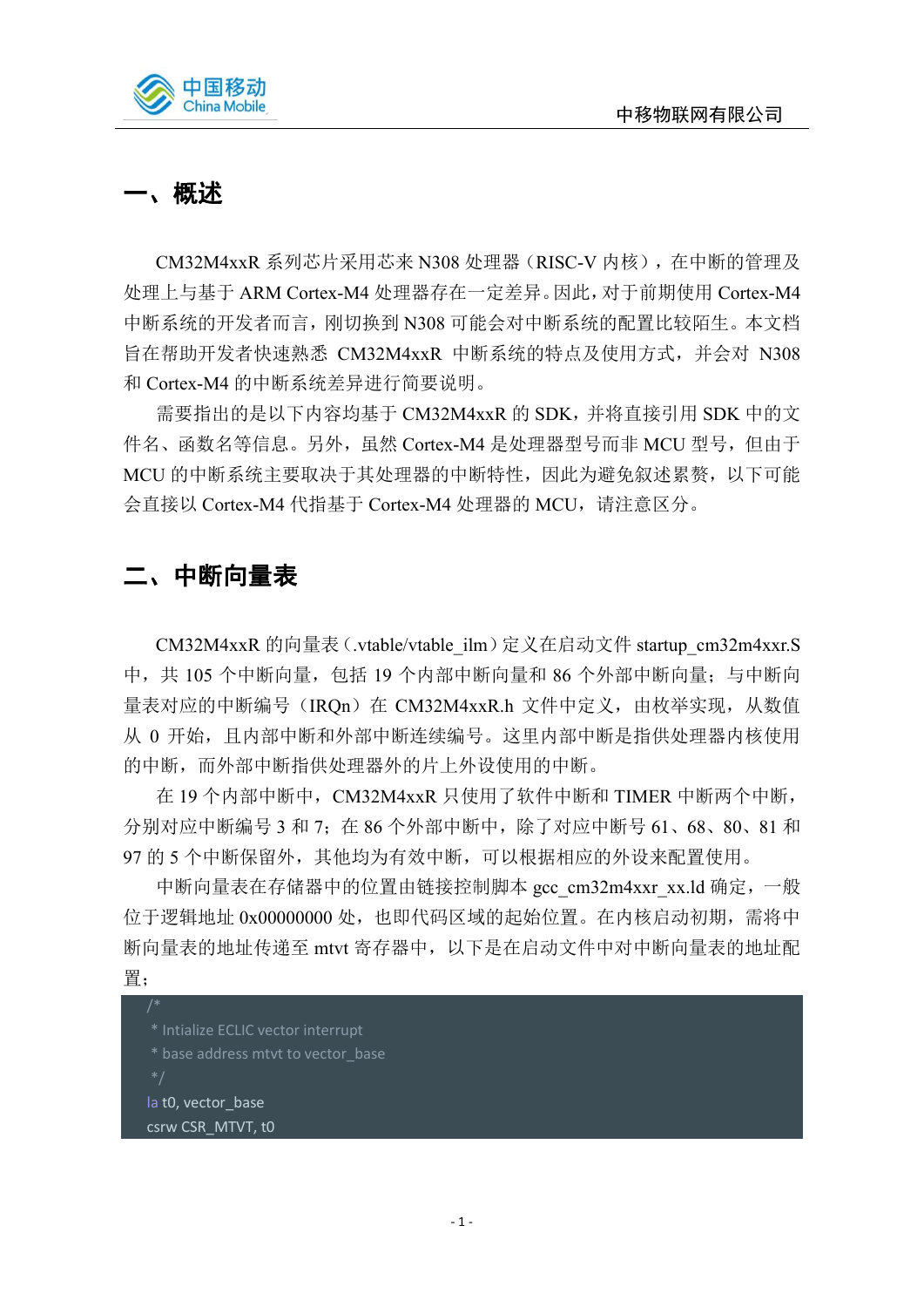# 一、概述

CM32M4xxR 系列芯片采用芯来 N308 处理器（RISC-V 内核），在中断的管理及处理上与基于 ARM Cortex-M4 处理器存在一定差异。因此，对于前期使用 Cortex-M4 中断系统的开发者而言，刚切换到 N308 可能会对中断系统的配置比较陌生。本文档旨在帮助开发者快速熟悉 CM32M4xxR 中断系统的特点及使用方式，并会对 N308 和 Cortex-M4 的中断系统差异进行简要说明。

需要指出的是以下内容均基于 CM32M4xxR 的 SDK，并将直接引用 SDK 中的文件名、函数名等信息。另外，虽然 Cortex-M4 是处理器型号而非 MCU 型号，但由于 MCU 的中断系统主要取决于其处理器的中断特性，因此为避免叙述累赘，以下可能会直接以 Cortex-M4 代指基于 Cortex-M4 处理器的 MCU，请注意区分。

# 二、中断向量表

CM32M4xxR 的向量表（.vtable/vtable_ilm）定义在启动文件 startup_cm32m4xxr.S 中，共 105 个中断向量，包括 19 个内部中断向量和 86 个外部中断向量；与中断向量表对应的中断编号（IRQn）在 CM32M4xxR.h 文件中定义，由枚举实现，从数值从 0 开始，且内部中断和外部中断连续编号。这里内部中断是指供处理器内核使用的中断，而外部中断指供处理器外的片上外设使用的中断。

在 19 个内部中断中，CM32M4xxR 只使用了软件中断和 TIMER 中断两个中断，分别对应中断编号 3 和 7；在 86 个外部中断中，除了对应中断号 61、68、80、81 和 97 的 5 个中断保留外，其他均为有效中断，可以根据相应的外设来配置使用。

中断向量表在存储器中的位置由链接控制脚本 gcc_cm32m4xxr_xx.ld 确定，一般位于逻辑地址 0x00000000 处，也即代码区域的起始位置。在内核启动初期，需将中断向量表的地址传递至 mtvt 寄存器中，以下是在启动文件中对中断向量表的地址配置：

```
/*
 * Intialize ECLIC vector interrupt
 * base address mtvt to vector_base
 */
la t0, vector_base
csrw CSR_MTVT, t0
```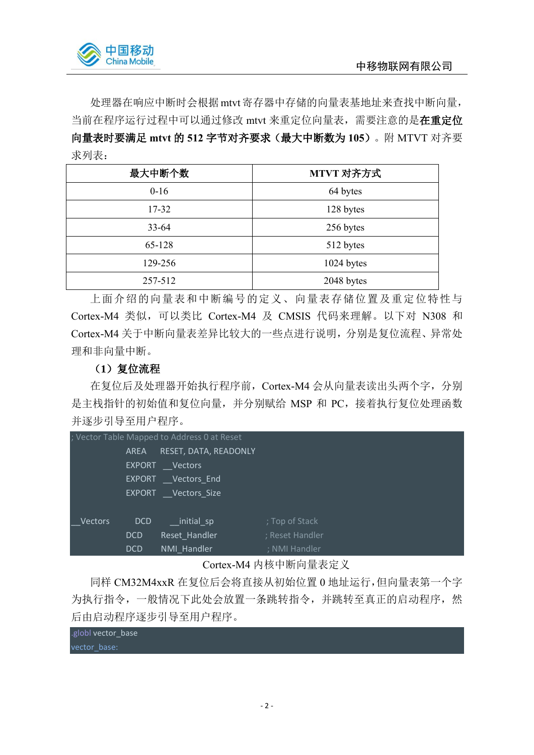处理器在响应中断时会根据mtvt寄存器中存储的向量表基地址来查找中断向量，当前在程序运行过程中可以通过修改mtvt来重定位向量表，需要注意的是**在重定位向量表时要满足mtvt的512字节对齐要求（最大中断数为105）**。附MTVT对齐要求列表：

| 最大中断个数 | MTVT 对齐方式 |
|---|---|
| 0-16 | 64 bytes |
| 17-32 | 128 bytes |
| 33-64 | 256 bytes |
| 65-128 | 512 bytes |
| 129-256 | 1024 bytes |
| 257-512 | 2048 bytes |

上面介绍的向量表和中断编号的定义、向量表存储位置及重定位特性与Cortex-M4类似，可以类比Cortex-M4及CMSIS代码来理解。以下对N308和Cortex-M4关于中断向量表差异比较大的一些点进行说明，分别是复位流程、异常处理和非向量中断。

**（1）复位流程**

在复位后及处理器开始执行程序前，Cortex-M4会从向量表读出头两个字，分别是主栈指针的初始值和复位向量，并分别赋给MSP和PC，接着执行复位处理函数并逐步引导至用户程序。

```
; Vector Table Mapped to Address 0 at Reset
                AREA    RESET, DATA, READONLY
                EXPORT  __Vectors
                EXPORT  __Vectors_End
                EXPORT  __Vectors_Size

__Vectors       DCD     __initial_sp               ; Top of Stack
                DCD     Reset_Handler              ; Reset Handler
                DCD     NMI_Handler                ; NMI Handler
```

Cortex-M4 内核中断向量表定义

同样CM32M4xxR在复位后会将直接从初始位置0地址运行，但向量表第一个字为执行指令，一般情况下此处会放置一条跳转指令，并跳转至真正的启动程序，然后由启动程序逐步引导至用户程序。

```
.globl vector_base
vector_base:
```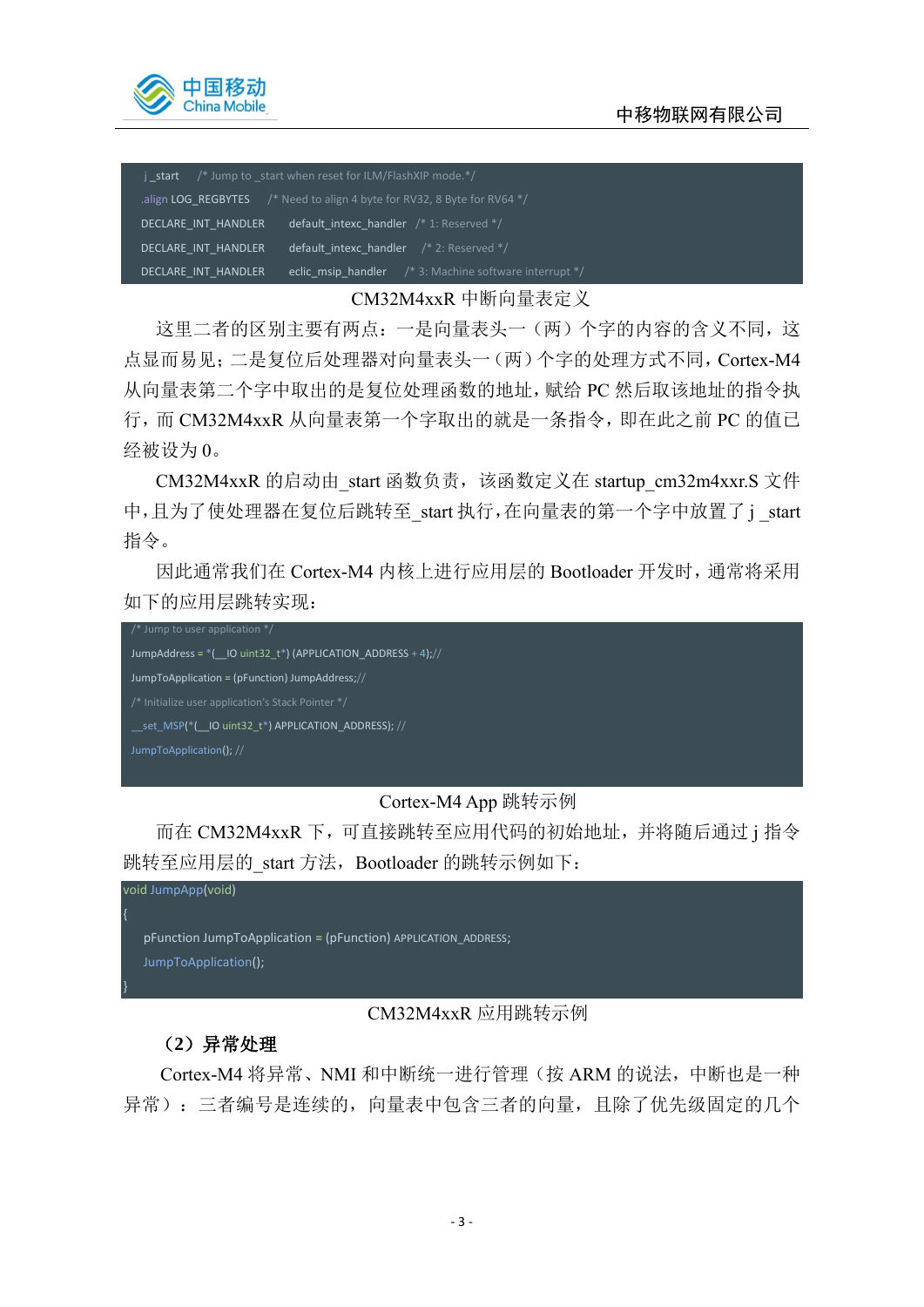```
j _start    /* Jump to _start when reset for ILM/FlashXIP mode.*/
.align LOG_REGBYTES    /* Need to align 4 byte for RV32, 8 Byte for RV64 */
DECLARE_INT_HANDLER    default_intexc_handler    /* 1: Reserved */
DECLARE_INT_HANDLER    default_intexc_handler    /* 2: Reserved */
DECLARE_INT_HANDLER    eclic_msip_handler    /* 3: Machine software interrupt */
```

CM32M4xxR 中断向量表定义

这里二者的区别主要有两点：一是向量表头一（两）个字的内容的含义不同，这点显而易见；二是复位后处理器对向量表头一（两）个字的处理方式不同，Cortex-M4 从向量表第二个字中取出的是复位处理函数的地址，赋给 PC 然后取该地址的指令执行，而 CM32M4xxR 从向量表第一个字取出的就是一条指令，即在此之前 PC 的值已经被设为 0。

CM32M4xxR 的启动由_start 函数负责，该函数定义在 startup_cm32m4xxr.S 文件中，且为了使处理器在复位后跳转至_start 执行，在向量表的第一个字中放置了 j _start 指令。

因此通常我们在 Cortex-M4 内核上进行应用层的 Bootloader 开发时，通常将采用如下的应用层跳转实现：

```
/* Jump to user application */
JumpAddress = *(__IO uint32_t*) (APPLICATION_ADDRESS + 4);//
JumpToApplication = (pFunction) JumpAddress;//
/* Initialize user application's Stack Pointer */
__set_MSP(*(__IO uint32_t*) APPLICATION_ADDRESS); //
JumpToApplication(); //
```

Cortex-M4 App 跳转示例

而在 CM32M4xxR 下，可直接跳转至应用代码的初始地址，并将随后通过 j 指令跳转至应用层的_start 方法，Bootloader 的跳转示例如下：

```
void JumpApp(void)
{
    pFunction JumpToApplication = (pFunction) APPLICATION_ADDRESS;
    JumpToApplication();
}
```

CM32M4xxR 应用跳转示例

**（2）异常处理**

Cortex-M4 将异常、NMI 和中断统一进行管理（按 ARM 的说法，中断也是一种异常）：三者编号是连续的，向量表中包含三者的向量，且除了优先级固定的几个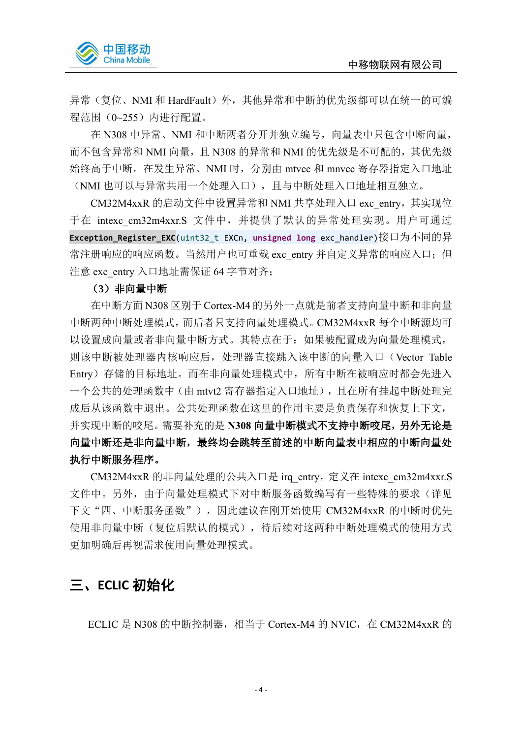异常（复位、NMI 和 HardFault）外，其他异常和中断的优先级都可以在统一的可编程范围（0~255）内进行配置。

在 N308 中异常、NMI 和中断两者分开并独立编号，向量表中只包含中断向量，而不包含异常和 NMI 向量，且 N308 的异常和 NMI 的优先级是不可配的，其优先级始终高于中断。在发生异常、NMI 时，分别由 mtvec 和 mnvec 寄存器指定入口地址（NMI 也可以与异常共用一个处理入口），且与中断处理入口地址相互独立。

CM32M4xxR 的启动文件中设置异常和 NMI 共享处理入口 exc_entry，其实现位于在 intexc_cm32m4xxr.S 文件中，并提供了默认的异常处理实现。用户可通过 `Exception_Register_EXC(uint32_t EXCn, unsigned long exc_handler)`接口为不同的异常注册响应的响应函数。当然用户也可重载 exc_entry 并自定义异常的响应入口；但注意 exc_entry 入口地址需保证 64 字节对齐；

**（3）非向量中断**

在中断方面 N308 区别于 Cortex-M4 的另外一点就是前者支持向量中断和非向量中断两种中断处理模式，而后者只支持向量处理模式。CM32M4xxR 每个中断源均可以设置成向量或者非向量中断方式。其特点在于：如果被配置成为向量处理模式，则该中断被处理器内核响应后，处理器直接跳入该中断的向量入口（Vector Table Entry）存储的目标地址。而在非向量处理模式中，所有中断在被响应时都会先进入一个公共的处理函数中（由 mtvt2 寄存器指定入口地址），且在所有挂起中断处理完成后从该函数中退出。公共处理函数在这里的作用主要是负责保存和恢复上下文，并实现中断的咬尾。需要补充的是 **N308 向量中断模式不支持中断咬尾，另外无论是向量中断还是非向量中断，最终均会跳转至前述的中断向量表中相应的中断向量处执行中断服务程序。**

CM32M4xxR 的非向量处理的公共入口是 irq_entry，定义在 intexc_cm32m4xxr.S 文件中。另外，由于向量处理模式下对中断服务函数编写有一些特殊的要求（详见下文“四、中断服务函数”），因此建议在刚开始使用 CM32M4xxR 的中断时优先使用非向量中断（复位后默认的模式），待后续对这两种中断处理模式的使用方式更加明确后再视需求使用向量处理模式。

## 三、ECLIC 初始化

ECLIC 是 N308 的中断控制器，相当于 Cortex-M4 的 NVIC，在 CM32M4xxR 的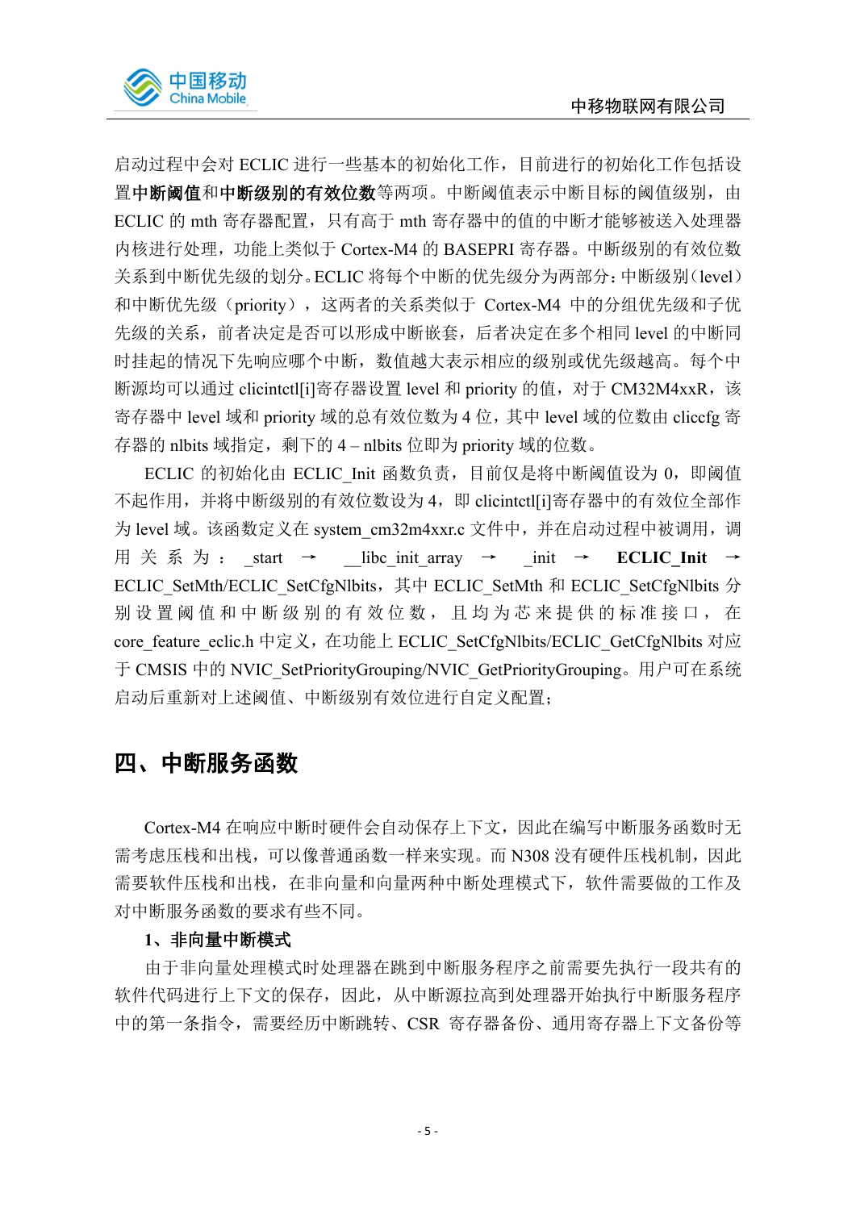启动过程中会对 ECLIC 进行一些基本的初始化工作，目前进行的初始化工作包括设置**中断阈值**和**中断级别的有效位数**等两项。中断阈值表示中断目标的阈值级别，由 ECLIC 的 mth 寄存器配置，只有高于 mth 寄存器中的值的中断才能够被送入处理器内核进行处理，功能上类似于 Cortex-M4 的 BASEPRI 寄存器。中断级别的有效位数关系到中断优先级的划分。ECLIC 将每个中断的优先级分为两部分：中断级别（level）和中断优先级（priority），这两者的关系类似于 Cortex-M4 中的分组优先级和子优先级的关系，前者决定是否可以形成中断嵌套，后者决定在多个相同 level 的中断同时挂起的情况下先响应哪个中断，数值越大表示相应的级别或优先级越高。每个中断源均可以通过 clicintctl[i]寄存器设置 level 和 priority 的值，对于 CM32M4xxR，该寄存器中 level 域和 priority 域的总有效位数为 4 位，其中 level 域的位数由 cliccfg 寄存器的 nlbits 域指定，剩下的 4 – nlbits 位即为 priority 域的位数。

ECLIC 的初始化由 ECLIC_Init 函数负责，目前仅是将中断阈值设为 0，即阈值不起作用，并将中断级别的有效位数设为 4，即 clicintctl[i]寄存器中的有效位全部作为 level 域。该函数定义在 system_cm32m4xxr.c 文件中，并在启动过程中被调用，调用关系为：_start → __libc_init_array → _init → **ECLIC_Init** → ECLIC_SetMth/ECLIC_SetCfgNlbits，其中 ECLIC_SetMth 和 ECLIC_SetCfgNlbits 分别设置阈值和中断级别的有效位数，且均为芯来提供的标准接口，在 core_feature_eclic.h 中定义，在功能上 ECLIC_SetCfgNlbits/ECLIC_GetCfgNlbits 对应于 CMSIS 中的 NVIC_SetPriorityGrouping/NVIC_GetPriorityGrouping。用户可在系统启动后重新对上述阈值、中断级别有效位进行自定义配置；

# 四、中断服务函数

Cortex-M4 在响应中断时硬件会自动保存上下文，因此在编写中断服务函数时无需考虑压栈和出栈，可以像普通函数一样来实现。而 N308 没有硬件压栈机制，因此需要软件压栈和出栈，在非向量和向量两种中断处理模式下，软件需要做的工作及对中断服务函数的要求有些不同。

**1、非向量中断模式**

由于非向量处理模式时处理器在跳到中断服务程序之前需要先执行一段共有的软件代码进行上下文的保存，因此，从中断源拉高到处理器开始执行中断服务程序中的第一条指令，需要经历中断跳转、CSR 寄存器备份、通用寄存器上下文备份等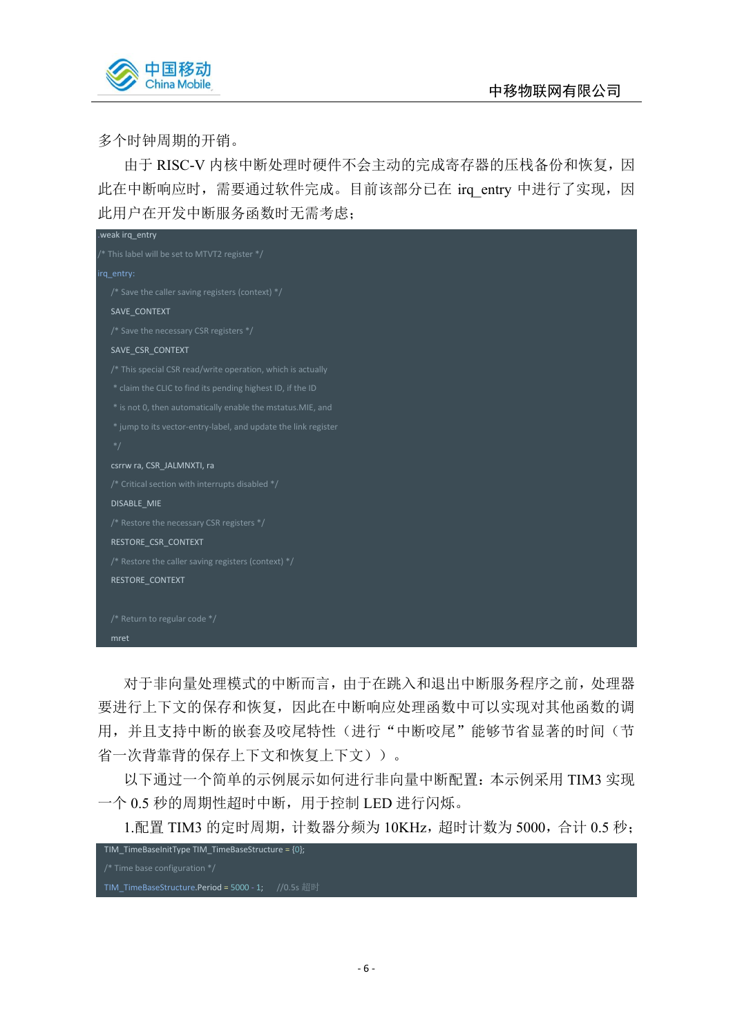多个时钟周期的开销。

由于 RISC-V 内核中断处理时硬件不会主动的完成寄存器的压栈备份和恢复，因此在中断响应时，需要通过软件完成。目前该部分已在 irq_entry 中进行了实现，因此用户在开发中断服务函数时无需考虑；

```
.weak irq_entry
/* This label will be set to MTVT2 register */
irq_entry:
    /* Save the caller saving registers (context) */
    SAVE_CONTEXT
    /* Save the necessary CSR registers */
    SAVE_CSR_CONTEXT
    /* This special CSR read/write operation, which is actually
     * claim the CLIC to find its pending highest ID, if the ID
     * is not 0, then automatically enable the mstatus.MIE, and
     * jump to its vector-entry-label, and update the link register
     */
    csrrw ra, CSR_JALMNXTI, ra
    /* Critical section with interrupts disabled */
    DISABLE_MIE
    /* Restore the necessary CSR registers */
    RESTORE_CSR_CONTEXT
    /* Restore the caller saving registers (context) */
    RESTORE_CONTEXT

    /* Return to regular code */
    mret
```

对于非向量处理模式的中断而言，由于在跳入和退出中断服务程序之前，处理器要进行上下文的保存和恢复，因此在中断响应处理函数中可以实现对其他函数的调用，并且支持中断的嵌套及咬尾特性（进行“中断咬尾”能够节省显著的时间（节省一次背靠背的保存上下文和恢复上下文））。

以下通过一个简单的示例展示如何进行非向量中断配置：本示例采用 TIM3 实现一个 0.5 秒的周期性超时中断，用于控制 LED 进行闪烁。

1.配置 TIM3 的定时周期，计数器分频为 10KHz，超时计数为 5000，合计 0.5 秒；

```
TIM_TimeBaseInitType TIM_TimeBaseStructure = {0};
/* Time base configuration */
TIM_TimeBaseStructure.Period = 5000 - 1;    //0.5s 超时
```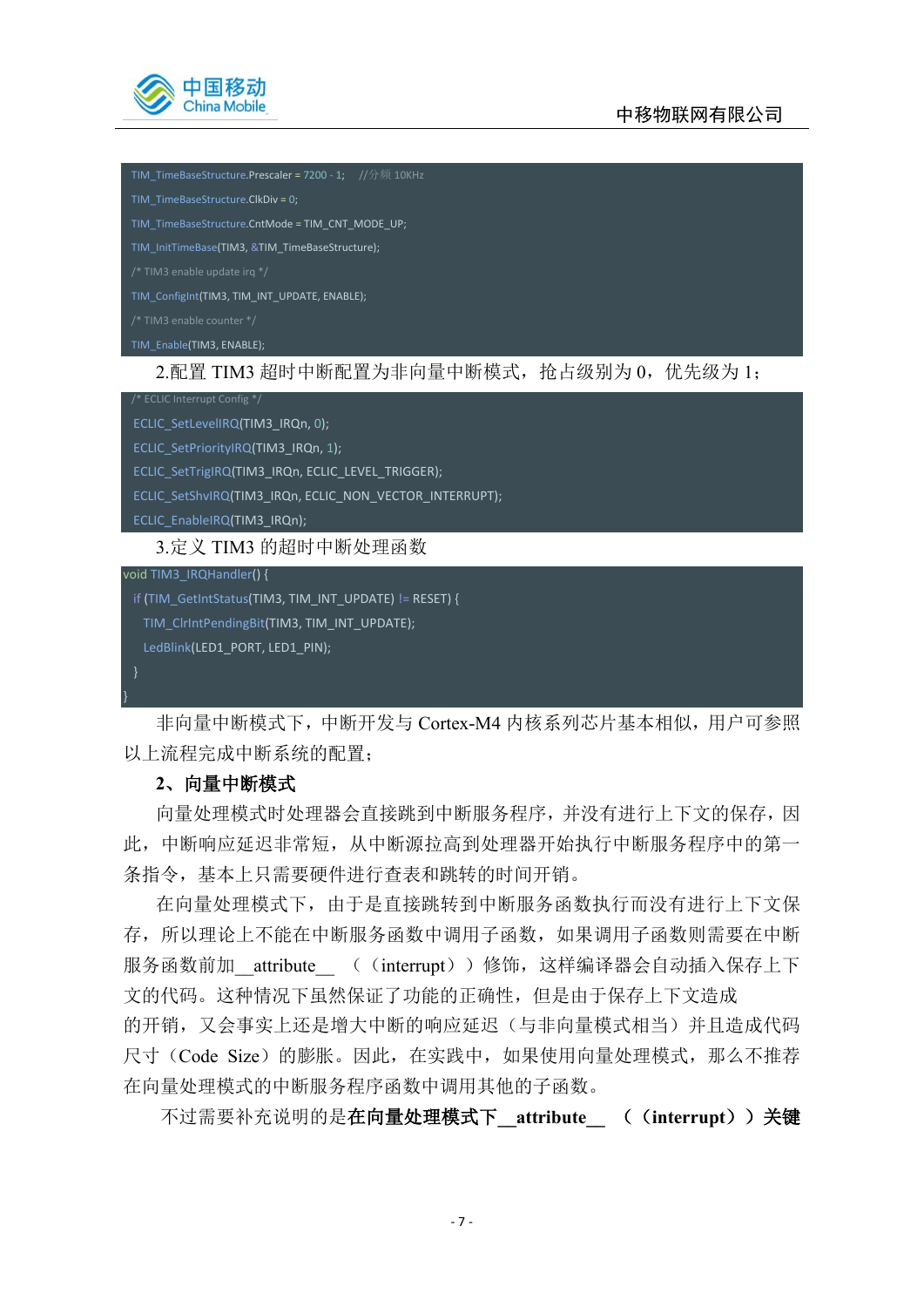```
TIM_TimeBaseStructure.Prescaler = 7200 - 1;    //分频 10KHz
TIM_TimeBaseStructure.ClkDiv = 0;
TIM_TimeBaseStructure.CntMode = TIM_CNT_MODE_UP;
TIM_InitTimeBase(TIM3, &TIM_TimeBaseStructure);
/* TIM3 enable update irq */
TIM_ConfigInt(TIM3, TIM_INT_UPDATE, ENABLE);
/* TIM3 enable counter */
TIM_Enable(TIM3, ENABLE);
```

2.配置 TIM3 超时中断配置为非向量中断模式，抢占级别为 0，优先级为 1；

```
/* ECLIC Interrupt Config */
ECLIC_SetLevelIRQ(TIM3_IRQn, 0);
ECLIC_SetPriorityIRQ(TIM3_IRQn, 1);
ECLIC_SetTrigIRQ(TIM3_IRQn, ECLIC_LEVEL_TRIGGER);
ECLIC_SetShvIRQ(TIM3_IRQn, ECLIC_NON_VECTOR_INTERRUPT);
ECLIC_EnableIRQ(TIM3_IRQn);
```

3.定义 TIM3 的超时中断处理函数

```
void TIM3_IRQHandler() {
  if (TIM_GetIntStatus(TIM3, TIM_INT_UPDATE) != RESET) {
    TIM_ClrIntPendingBit(TIM3, TIM_INT_UPDATE);
    LedBlink(LED1_PORT, LED1_PIN);
  }
}
```

非向量中断模式下，中断开发与 Cortex-M4 内核系列芯片基本相似，用户可参照以上流程完成中断系统的配置；

**2、向量中断模式**

向量处理模式时处理器会直接跳到中断服务程序，并没有进行上下文的保存，因此，中断响应延迟非常短，从中断源拉高到处理器开始执行中断服务程序中的第一条指令，基本上只需要硬件进行查表和跳转的时间开销。

在向量处理模式下，由于是直接跳转到中断服务函数执行而没有进行上下文保存，所以理论上不能在中断服务函数中调用子函数，如果调用子函数则需要在中断服务函数前加__attribute__ （（interrupt））修饰，这样编译器会自动插入保存上下文的代码。这种情况下虽然保证了功能的正确性，但是由于保存上下文造成的开销，又会事实上还是增大中断的响应延迟（与非向量模式相当）并且造成代码尺寸（Code Size）的膨胀。因此，在实践中，如果使用向量处理模式，那么不推荐在向量处理模式的中断服务程序函数中调用其他的子函数。

不过需要补充说明的是**在向量处理模式下__attribute__ （（interrupt））关键**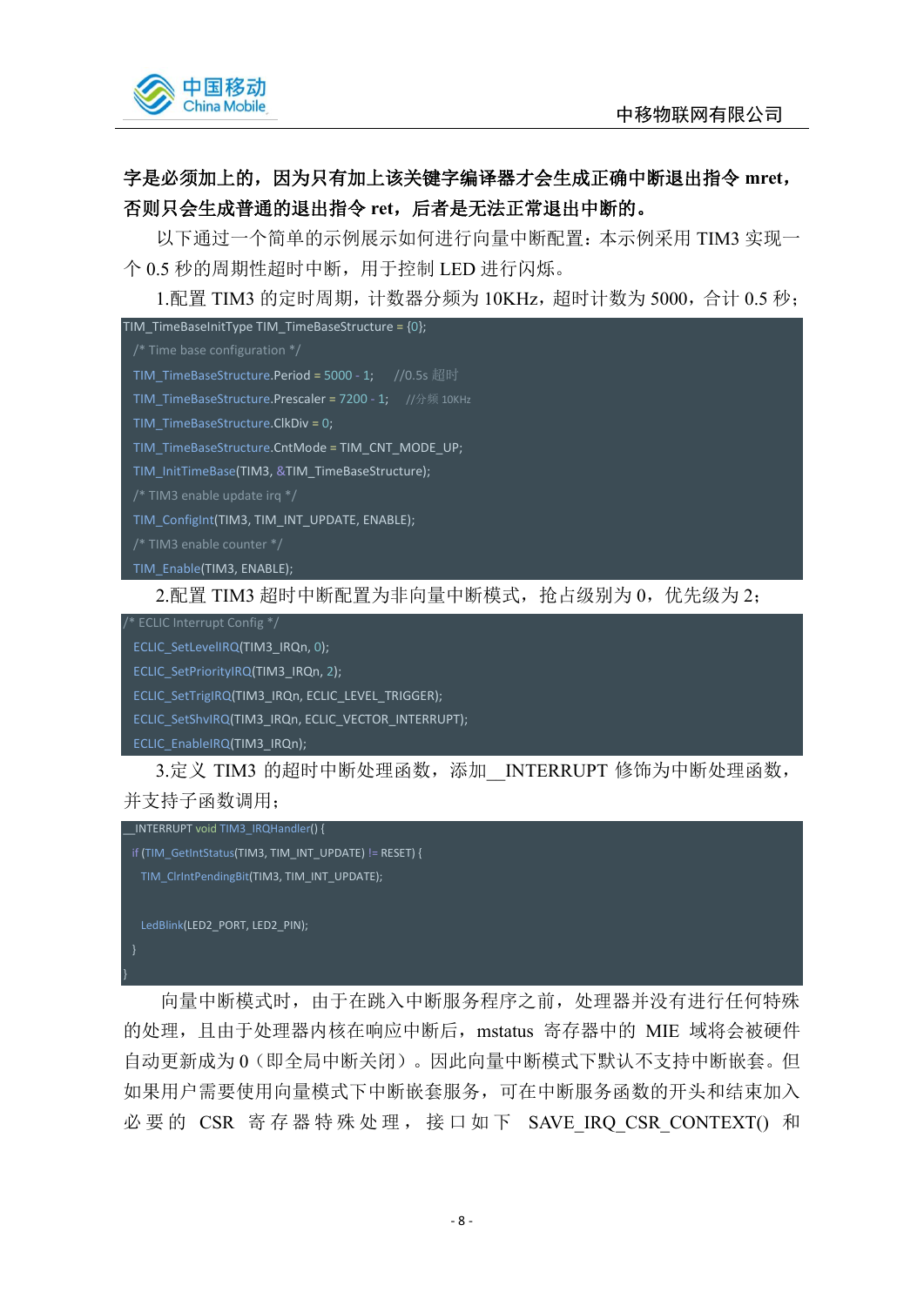**字是必须加上的，因为只有加上该关键字编译器才会生成正确中断退出指令 mret，否则只会生成普通的退出指令 ret，后者是无法正常退出中断的。**

以下通过一个简单的示例展示如何进行向量中断配置：本示例采用 TIM3 实现一个 0.5 秒的周期性超时中断，用于控制 LED 进行闪烁。

1.配置 TIM3 的定时周期，计数器分频为 10KHz，超时计数为 5000，合计 0.5 秒；

```
TIM_TimeBaseInitType TIM_TimeBaseStructure = {0};
  /* Time base configuration */
  TIM_TimeBaseStructure.Period = 5000 - 1;     //0.5s 超时
  TIM_TimeBaseStructure.Prescaler = 7200 - 1;    //分频 10KHz
  TIM_TimeBaseStructure.ClkDiv = 0;
  TIM_TimeBaseStructure.CntMode = TIM_CNT_MODE_UP;
  TIM_InitTimeBase(TIM3, &TIM_TimeBaseStructure);
  /* TIM3 enable update irq */
  TIM_ConfigInt(TIM3, TIM_INT_UPDATE, ENABLE);
  /* TIM3 enable counter */
  TIM_Enable(TIM3, ENABLE);
```

2.配置 TIM3 超时中断配置为非向量中断模式，抢占级别为 0，优先级为 2；

```
/* ECLIC Interrupt Config */
  ECLIC_SetLevelIRQ(TIM3_IRQn, 0);
  ECLIC_SetPriorityIRQ(TIM3_IRQn, 2);
  ECLIC_SetTrigIRQ(TIM3_IRQn, ECLIC_LEVEL_TRIGGER);
  ECLIC_SetShvIRQ(TIM3_IRQn, ECLIC_VECTOR_INTERRUPT);
  ECLIC_EnableIRQ(TIM3_IRQn);
```

3.定义 TIM3 的超时中断处理函数，添加__INTERRUPT 修饰为中断处理函数，并支持子函数调用；

```
__INTERRUPT void TIM3_IRQHandler() {
  if (TIM_GetIntStatus(TIM3, TIM_INT_UPDATE) != RESET) {
    TIM_ClrIntPendingBit(TIM3, TIM_INT_UPDATE);

    LedBlink(LED2_PORT, LED2_PIN);
  }
}
```

向量中断模式时，由于在跳入中断服务程序之前，处理器并没有进行任何特殊的处理，且由于处理器内核在响应中断后，mstatus 寄存器中的 MIE 域将会被硬件自动更新成为 0（即全局中断关闭）。因此向量中断模式下默认不支持中断嵌套。但如果用户需要使用向量模式下中断嵌套服务，可在中断服务函数的开头和结束加入必要的 CSR 寄存器特殊处理，接口如下 SAVE_IRQ_CSR_CONTEXT() 和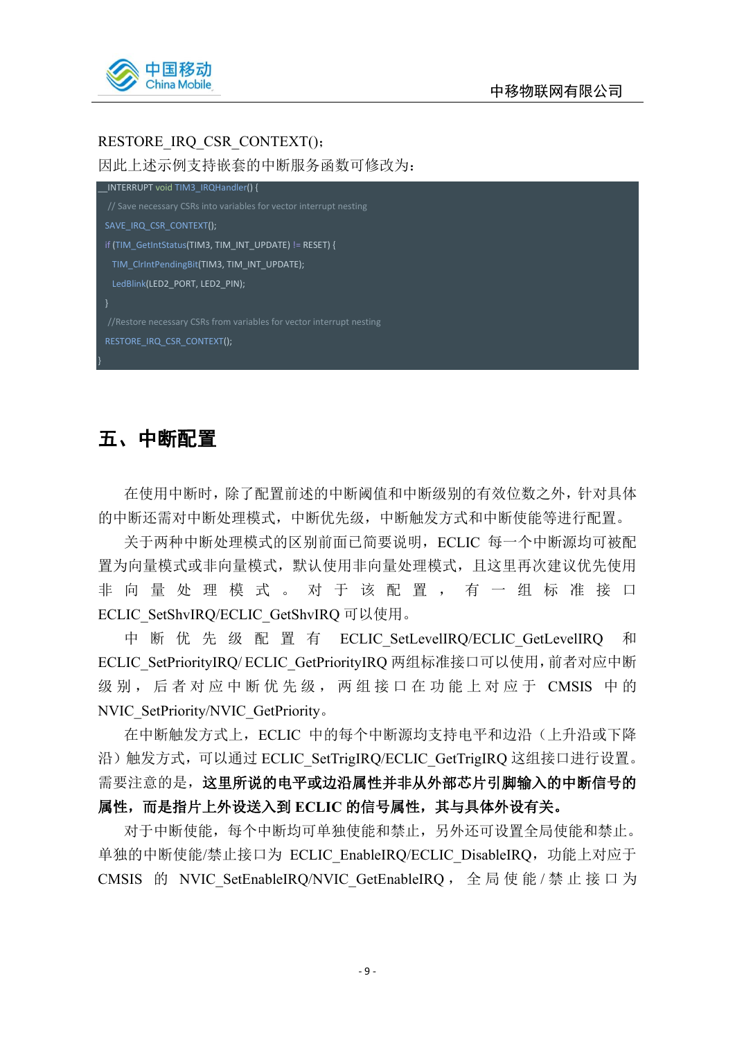RESTORE_IRQ_CSR_CONTEXT();

因此上述示例支持嵌套的中断服务函数可修改为：

```
__INTERRUPT void TIM3_IRQHandler() {
  // Save necessary CSRs into variables for vector interrupt nesting
  SAVE_IRQ_CSR_CONTEXT();
  if (TIM_GetIntStatus(TIM3, TIM_INT_UPDATE) != RESET) {
    TIM_ClrIntPendingBit(TIM3, TIM_INT_UPDATE);
    LedBlink(LED2_PORT, LED2_PIN);
  }
  //Restore necessary CSRs from variables for vector interrupt nesting
  RESTORE_IRQ_CSR_CONTEXT();
}
```

# 五、中断配置

在使用中断时，除了配置前述的中断阈值和中断级别的有效位数之外，针对具体的中断还需对中断处理模式，中断优先级，中断触发方式和中断使能等进行配置。

关于两种中断处理模式的区别前面已简要说明，ECLIC 每一个中断源均可被配置为向量模式或非向量模式，默认使用非向量处理模式，且这里再次建议优先使用非向量处理模式。对于该配置，有一组标准接口 ECLIC_SetShvIRQ/ECLIC_GetShvIRQ 可以使用。

中断优先级配置有 ECLIC_SetLevelIRQ/ECLIC_GetLevelIRQ 和 ECLIC_SetPriorityIRQ/ ECLIC_GetPriorityIRQ 两组标准接口可以使用，前者对应中断级别，后者对应中断优先级，两组接口在功能上对应于 CMSIS 中的 NVIC_SetPriority/NVIC_GetPriority。

在中断触发方式上，ECLIC 中的每个中断源均支持电平和边沿（上升沿或下降沿）触发方式，可以通过 ECLIC_SetTrigIRQ/ECLIC_GetTrigIRQ 这组接口进行设置。需要注意的是，**这里所说的电平或边沿属性并非从外部芯片引脚输入的中断信号的属性，而是指片上外设送入到 ECLIC 的信号属性，其与具体外设有关。**

对于中断使能，每个中断均可单独使能和禁止，另外还可设置全局使能和禁止。单独的中断使能/禁止接口为 ECLIC_EnableIRQ/ECLIC_DisableIRQ，功能上对应于 CMSIS 的 NVIC_SetEnableIRQ/NVIC_GetEnableIRQ，全局使能/禁止接口为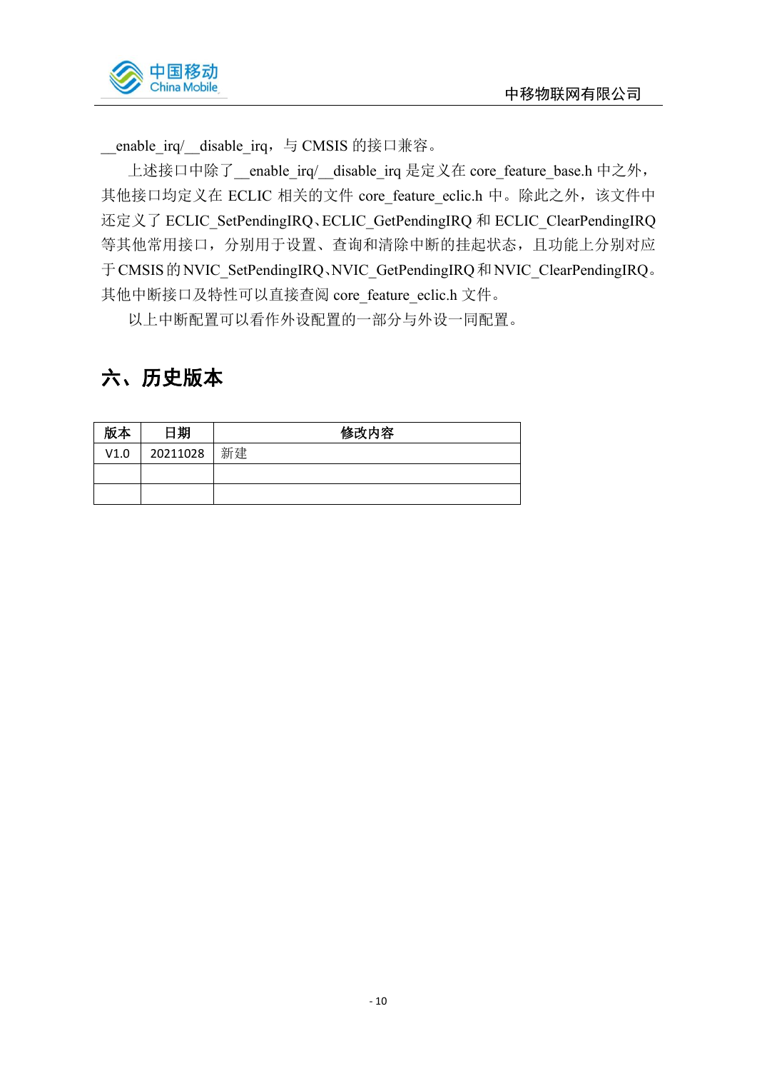__enable_irq/__disable_irq，与 CMSIS 的接口兼容。

上述接口中除了__enable_irq/__disable_irq 是定义在 core_feature_base.h 中之外，其他接口均定义在 ECLIC 相关的文件 core_feature_eclic.h 中。除此之外，该文件中还定义了 ECLIC_SetPendingIRQ、ECLIC_GetPendingIRQ 和 ECLIC_ClearPendingIRQ 等其他常用接口，分别用于设置、查询和清除中断的挂起状态，且功能上分别对应于 CMSIS 的 NVIC_SetPendingIRQ、NVIC_GetPendingIRQ 和 NVIC_ClearPendingIRQ。其他中断接口及特性可以直接查阅 core_feature_eclic.h 文件。

以上中断配置可以看作外设配置的一部分与外设一同配置。

# 六、历史版本

| 版本 | 日期 | 修改内容 |
| --- | --- | --- |
| V1.0 | 20211028 | 新建 |
| | | |
| | | |